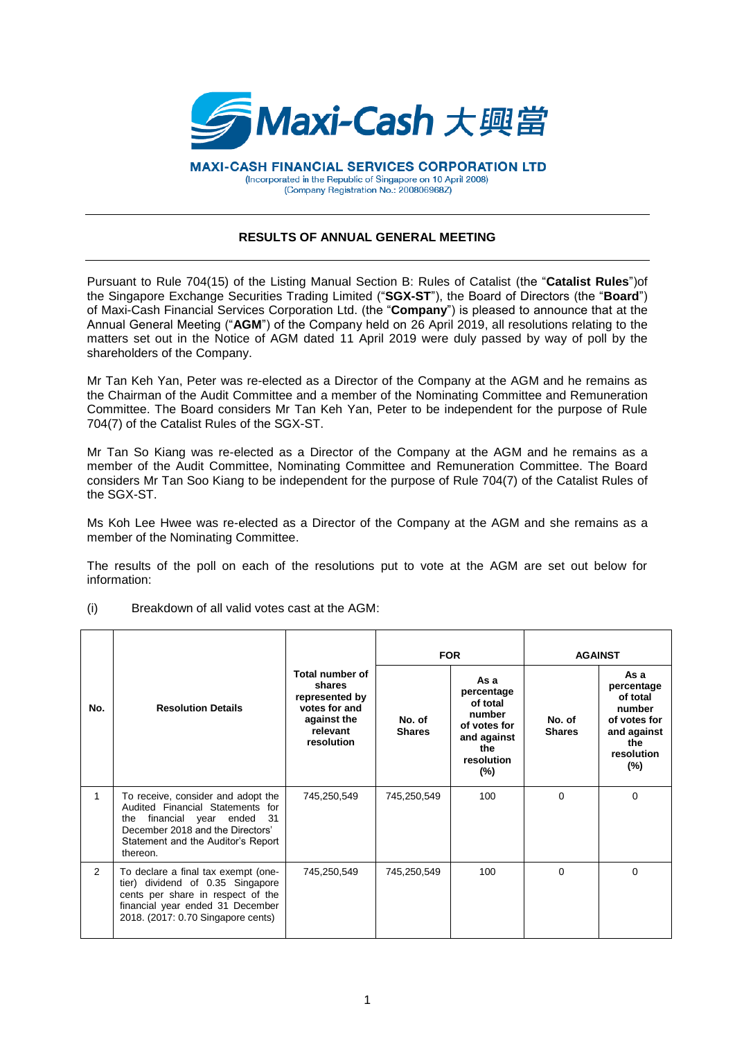Maxi-Cash 大興當

**MAXI-CASH FINANCIAL SERVICES CORPORATION LTD**
(Incorporated in the Republic of Singapore on 10 April 2008)
(Company Registration No.: 200806968Z)

## RESULTS OF ANNUAL GENERAL MEETING

Pursuant to Rule 704(15) of the Listing Manual Section B: Rules of Catalist (the "**Catalist Rules**")of the Singapore Exchange Securities Trading Limited ("**SGX-ST**"), the Board of Directors (the "**Board**") of Maxi-Cash Financial Services Corporation Ltd. (the "**Company**") is pleased to announce that at the Annual General Meeting ("**AGM**") of the Company held on 26 April 2019, all resolutions relating to the matters set out in the Notice of AGM dated 11 April 2019 were duly passed by way of poll by the shareholders of the Company.

Mr Tan Keh Yan, Peter was re-elected as a Director of the Company at the AGM and he remains as the Chairman of the Audit Committee and a member of the Nominating Committee and Remuneration Committee. The Board considers Mr Tan Keh Yan, Peter to be independent for the purpose of Rule 704(7) of the Catalist Rules of the SGX-ST.

Mr Tan So Kiang was re-elected as a Director of the Company at the AGM and he remains as a member of the Audit Committee, Nominating Committee and Remuneration Committee. The Board considers Mr Tan Soo Kiang to be independent for the purpose of Rule 704(7) of the Catalist Rules of the SGX-ST.

Ms Koh Lee Hwee was re-elected as a Director of the Company at the AGM and she remains as a member of the Nominating Committee.

The results of the poll on each of the resolutions put to vote at the AGM are set out below for information:

(i) Breakdown of all valid votes cast at the AGM:

| No. | Resolution Details | Total number of shares represented by votes for and against the relevant resolution | FOR | | AGAINST | |
|---|---|---|---|---|---|---|
| | | | No. of Shares | As a percentage of total number of votes for and against the resolution (%) | No. of Shares | As a percentage of total number of votes for and against the resolution (%) |
| 1 | To receive, consider and adopt the Audited Financial Statements for the financial year ended 31 December 2018 and the Directors' Statement and the Auditor's Report thereon. | 745,250,549 | 745,250,549 | 100 | 0 | 0 |
| 2 | To declare a final tax exempt (one-tier) dividend of 0.35 Singapore cents per share in respect of the financial year ended 31 December 2018. (2017: 0.70 Singapore cents) | 745,250,549 | 745,250,549 | 100 | 0 | 0 |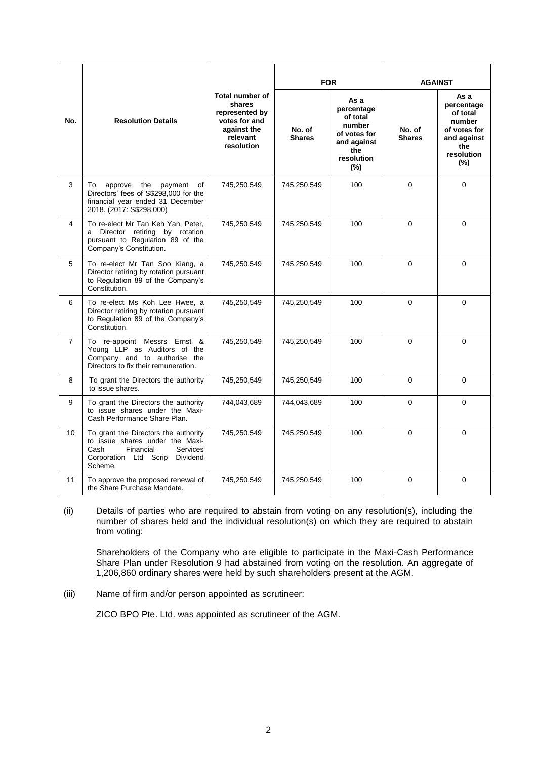| No. | Resolution Details | Total number of shares represented by votes for and against the relevant resolution | FOR | | AGAINST | |
|---|---|---|---|---|---|---|
| | | | No. of Shares | As a percentage of total number of votes for and against the resolution (%) | No. of Shares | As a percentage of total number of votes for and against the resolution (%) |
| 3 | To approve the payment of Directors' fees of S$298,000 for the financial year ended 31 December 2018. (2017: S$298,000) | 745,250,549 | 745,250,549 | 100 | 0 | 0 |
| 4 | To re-elect Mr Tan Keh Yan, Peter, a Director retiring by rotation pursuant to Regulation 89 of the Company's Constitution. | 745,250,549 | 745,250,549 | 100 | 0 | 0 |
| 5 | To re-elect Mr Tan Soo Kiang, a Director retiring by rotation pursuant to Regulation 89 of the Company's Constitution. | 745,250,549 | 745,250,549 | 100 | 0 | 0 |
| 6 | To re-elect Ms Koh Lee Hwee, a Director retiring by rotation pursuant to Regulation 89 of the Company's Constitution. | 745,250,549 | 745,250,549 | 100 | 0 | 0 |
| 7 | To re-appoint Messrs Ernst & Young LLP as Auditors of the Company and to authorise the Directors to fix their remuneration. | 745,250,549 | 745,250,549 | 100 | 0 | 0 |
| 8 | To grant the Directors the authority to issue shares. | 745,250,549 | 745,250,549 | 100 | 0 | 0 |
| 9 | To grant the Directors the authority to issue shares under the Maxi-Cash Performance Share Plan. | 744,043,689 | 744,043,689 | 100 | 0 | 0 |
| 10 | To grant the Directors the authority to issue shares under the Maxi-Cash Financial Services Corporation Ltd Scrip Dividend Scheme. | 745,250,549 | 745,250,549 | 100 | 0 | 0 |
| 11 | To approve the proposed renewal of the Share Purchase Mandate. | 745,250,549 | 745,250,549 | 100 | 0 | 0 |

(ii) Details of parties who are required to abstain from voting on any resolution(s), including the number of shares held and the individual resolution(s) on which they are required to abstain from voting:

Shareholders of the Company who are eligible to participate in the Maxi-Cash Performance Share Plan under Resolution 9 had abstained from voting on the resolution. An aggregate of 1,206,860 ordinary shares were held by such shareholders present at the AGM.

(iii) Name of firm and/or person appointed as scrutineer:

ZICO BPO Pte. Ltd. was appointed as scrutineer of the AGM.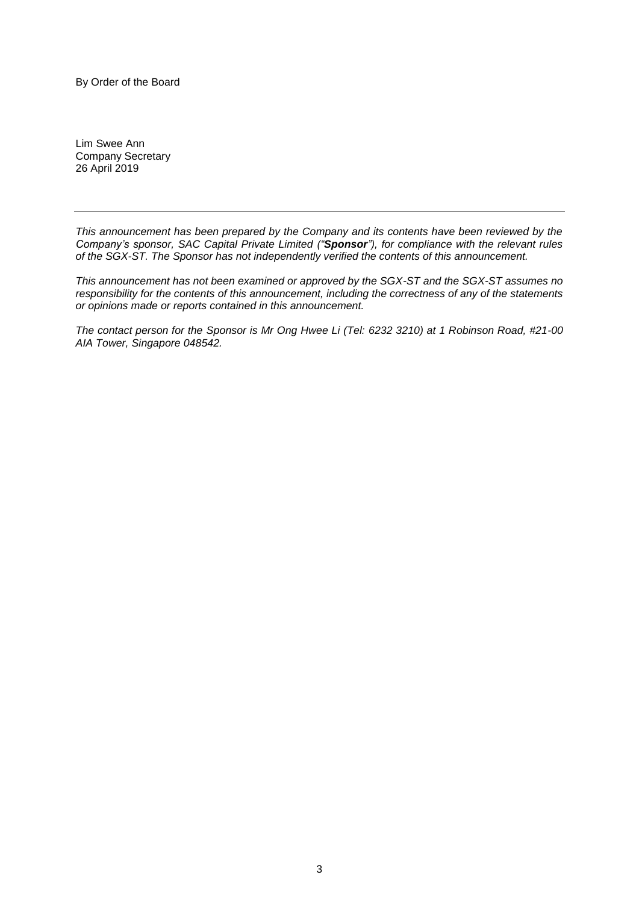By Order of the Board

Lim Swee Ann
Company Secretary
26 April 2019

---

*This announcement has been prepared by the Company and its contents have been reviewed by the Company's sponsor, SAC Capital Private Limited ("**Sponsor**"), for compliance with the relevant rules of the SGX-ST. The Sponsor has not independently verified the contents of this announcement.*

*This announcement has not been examined or approved by the SGX-ST and the SGX-ST assumes no responsibility for the contents of this announcement, including the correctness of any of the statements or opinions made or reports contained in this announcement.*

*The contact person for the Sponsor is Mr Ong Hwee Li (Tel: 6232 3210) at 1 Robinson Road, #21-00 AIA Tower, Singapore 048542.*